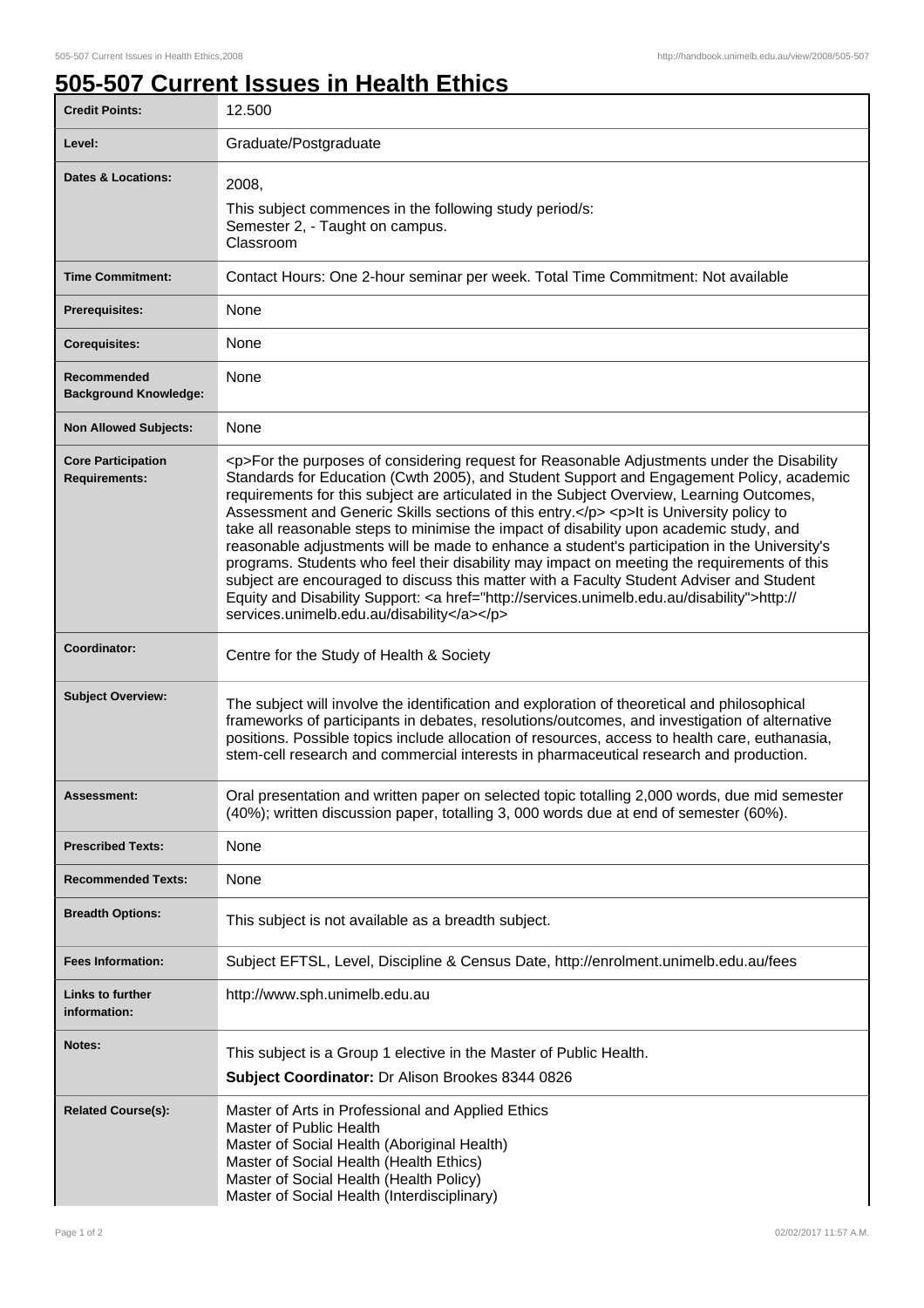# 505-507 Current Issues in Health Ethics

| | |
|---|---|
| **Credit Points:** | 12.500 |
| **Level:** | Graduate/Postgraduate |
| **Dates & Locations:** | 2008,<br>This subject commences in the following study period/s:<br>Semester 2, - Taught on campus.<br>Classroom |
| **Time Commitment:** | Contact Hours: One 2-hour seminar per week. Total Time Commitment: Not available |
| **Prerequisites:** | None |
| **Corequisites:** | None |
| **Recommended Background Knowledge:** | None |
| **Non Allowed Subjects:** | None |
| **Core Participation Requirements:** | <p>For the purposes of considering request for Reasonable Adjustments under the Disability Standards for Education (Cwth 2005), and Student Support and Engagement Policy, academic requirements for this subject are articulated in the Subject Overview, Learning Outcomes, Assessment and Generic Skills sections of this entry.</p> <p>It is University policy to take all reasonable steps to minimise the impact of disability upon academic study, and reasonable adjustments will be made to enhance a student's participation in the University's programs. Students who feel their disability may impact on meeting the requirements of this subject are encouraged to discuss this matter with a Faculty Student Adviser and Student Equity and Disability Support: <a href="http://services.unimelb.edu.au/disability">http://services.unimelb.edu.au/disability</a></p> |
| **Coordinator:** | Centre for the Study of Health & Society |
| **Subject Overview:** | The subject will involve the identification and exploration of theoretical and philosophical frameworks of participants in debates, resolutions/outcomes, and investigation of alternative positions. Possible topics include allocation of resources, access to health care, euthanasia, stem-cell research and commercial interests in pharmaceutical research and production. |
| **Assessment:** | Oral presentation and written paper on selected topic totalling 2,000 words, due mid semester (40%); written discussion paper, totalling 3, 000 words due at end of semester (60%). |
| **Prescribed Texts:** | None |
| **Recommended Texts:** | None |
| **Breadth Options:** | This subject is not available as a breadth subject. |
| **Fees Information:** | Subject EFTSL, Level, Discipline & Census Date, http://enrolment.unimelb.edu.au/fees |
| **Links to further information:** | http://www.sph.unimelb.edu.au |
| **Notes:** | This subject is a Group 1 elective in the Master of Public Health.<br>**Subject Coordinator:** Dr Alison Brookes 8344 0826 |
| **Related Course(s):** | Master of Arts in Professional and Applied Ethics<br>Master of Public Health<br>Master of Social Health (Aboriginal Health)<br>Master of Social Health (Health Ethics)<br>Master of Social Health (Health Policy)<br>Master of Social Health (Interdisciplinary) |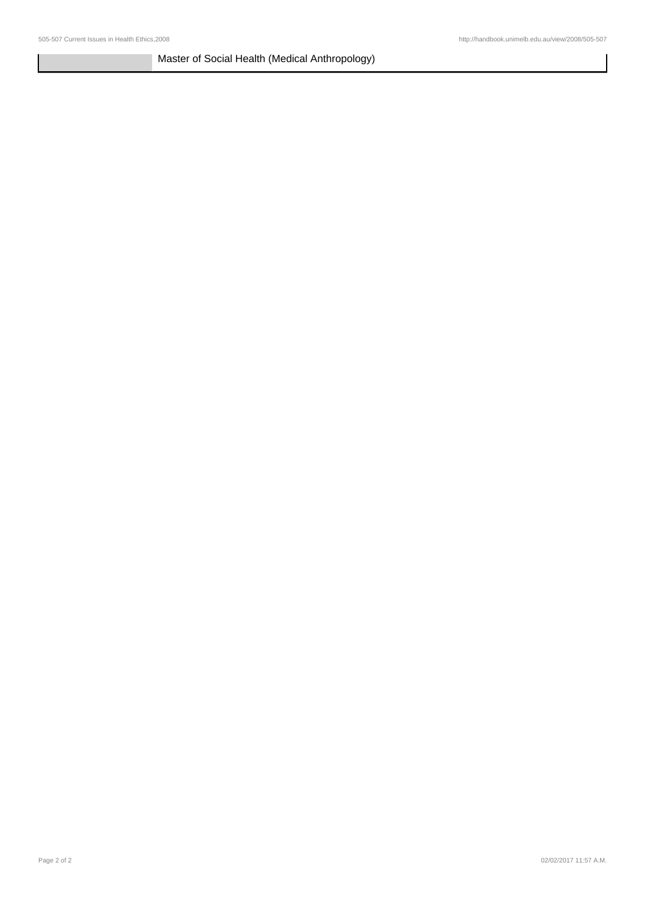| | |
| --- | --- |
| | Master of Social Health (Medical Anthropology) |